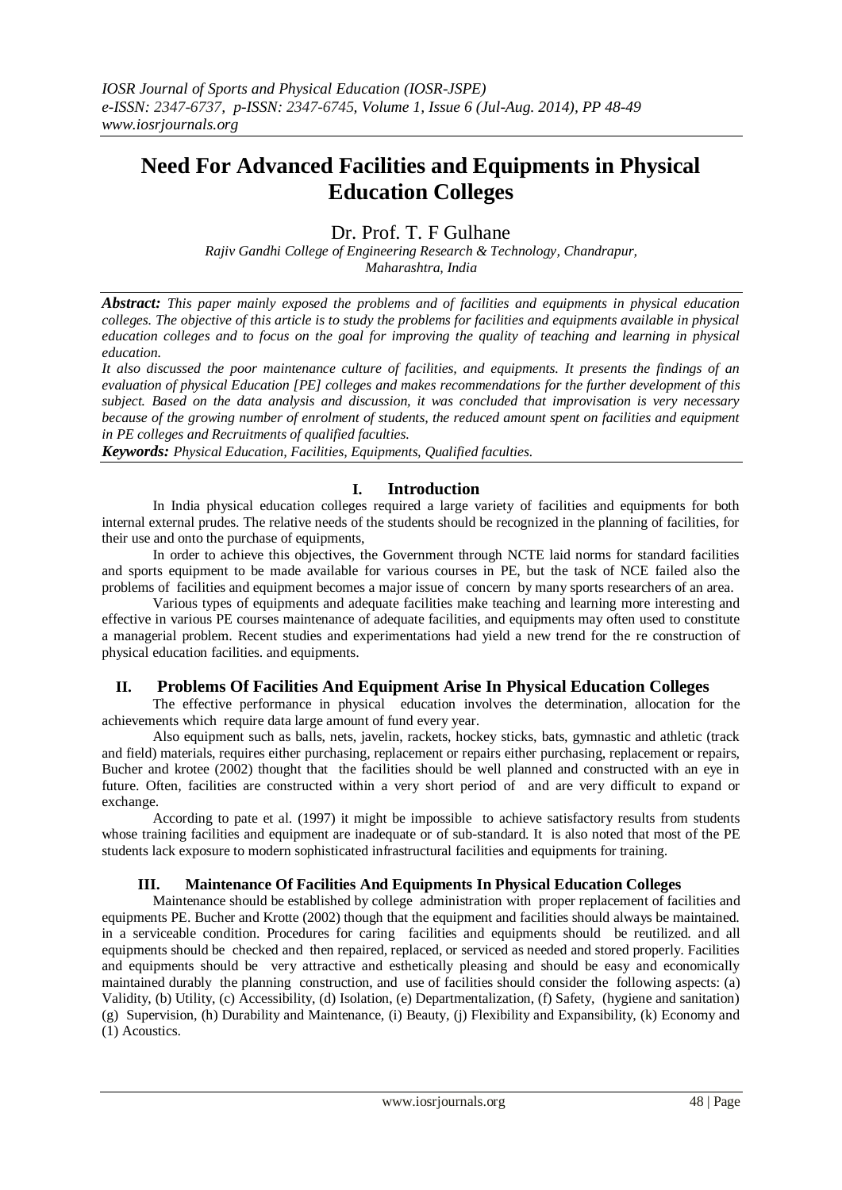# Need For Advanced Facilities and Equipments in Physical Education Colleges

Dr. Prof. T. F Gulhane

*Rajiv Gandhi College of Engineering Research & Technology, Chandrapur, Maharashtra, India*

***Abstract:*** *This paper mainly exposed the problems and of facilities and equipments in physical education colleges. The objective of this article is to study the problems for facilities and equipments available in physical education colleges and to focus on the goal for improving the quality of teaching and learning in physical education.*

*It also discussed the poor maintenance culture of facilities, and equipments. It presents the findings of an evaluation of physical Education [PE] colleges and makes recommendations for the further development of this subject. Based on the data analysis and discussion, it was concluded that improvisation is very necessary because of the growing number of enrolment of students, the reduced amount spent on facilities and equipment in PE colleges and Recruitments of qualified faculties.*

***Keywords:*** *Physical Education, Facilities, Equipments, Qualified faculties.*

## I. Introduction

In India physical education colleges required a large variety of facilities and equipments for both internal external prudes. The relative needs of the students should be recognized in the planning of facilities, for their use and onto the purchase of equipments,

In order to achieve this objectives, the Government through NCTE laid norms for standard facilities and sports equipment to be made available for various courses in PE, but the task of NCE failed also the problems of facilities and equipment becomes a major issue of concern by many sports researchers of an area.

Various types of equipments and adequate facilities make teaching and learning more interesting and effective in various PE courses maintenance of adequate facilities, and equipments may often used to constitute a managerial problem. Recent studies and experimentations had yield a new trend for the re construction of physical education facilities. and equipments.

## II. Problems Of Facilities And Equipment Arise In Physical Education Colleges

The effective performance in physical education involves the determination, allocation for the achievements which require data large amount of fund every year.

Also equipment such as balls, nets, javelin, rackets, hockey sticks, bats, gymnastic and athletic (track and field) materials, requires either purchasing, replacement or repairs either purchasing, replacement or repairs, Bucher and krotee (2002) thought that the facilities should be well planned and constructed with an eye in future. Often, facilities are constructed within a very short period of and are very difficult to expand or exchange.

According to pate et al. (1997) it might be impossible to achieve satisfactory results from students whose training facilities and equipment are inadequate or of sub-standard. It is also noted that most of the PE students lack exposure to modern sophisticated infrastructural facilities and equipments for training.

## III. Maintenance Of Facilities And Equipments In Physical Education Colleges

Maintenance should be established by college administration with proper replacement of facilities and equipments PE. Bucher and Krotte (2002) though that the equipment and facilities should always be maintained. in a serviceable condition. Procedures for caring facilities and equipments should be reutilized. and all equipments should be checked and then repaired, replaced, or serviced as needed and stored properly. Facilities and equipments should be very attractive and esthetically pleasing and should be easy and economically maintained durably the planning construction, and use of facilities should consider the following aspects: (a) Validity, (b) Utility, (c) Accessibility, (d) Isolation, (e) Departmentalization, (f) Safety, (hygiene and sanitation) (g) Supervision, (h) Durability and Maintenance, (i) Beauty, (j) Flexibility and Expansibility, (k) Economy and (1) Acoustics.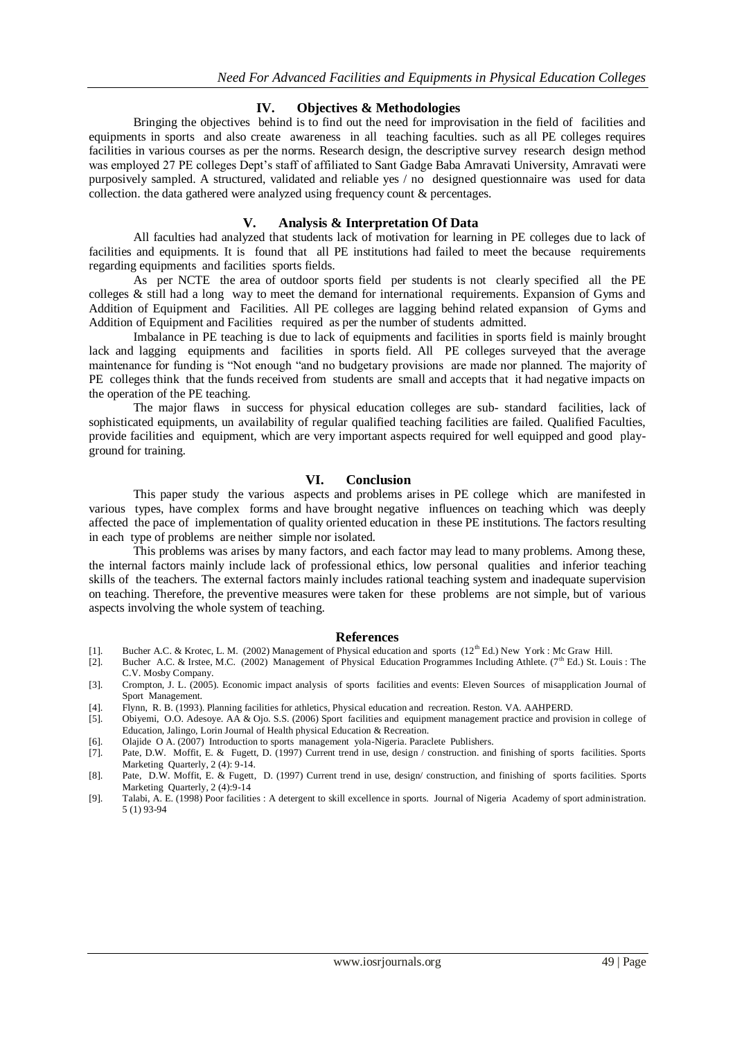## IV. Objectives & Methodologies

Bringing the objectives behind is to find out the need for improvisation in the field of facilities and equipments in sports and also create awareness in all teaching faculties. such as all PE colleges requires facilities in various courses as per the norms. Research design, the descriptive survey research design method was employed 27 PE colleges Dept's staff of affiliated to Sant Gadge Baba Amravati University, Amravati were purposively sampled. A structured, validated and reliable yes / no designed questionnaire was used for data collection. the data gathered were analyzed using frequency count & percentages.

## V. Analysis & Interpretation Of Data

All faculties had analyzed that students lack of motivation for learning in PE colleges due to lack of facilities and equipments. It is found that all PE institutions had failed to meet the because requirements regarding equipments and facilities sports fields.

As per NCTE the area of outdoor sports field per students is not clearly specified all the PE colleges & still had a long way to meet the demand for international requirements. Expansion of Gyms and Addition of Equipment and Facilities. All PE colleges are lagging behind related expansion of Gyms and Addition of Equipment and Facilities required as per the number of students admitted.

Imbalance in PE teaching is due to lack of equipments and facilities in sports field is mainly brought lack and lagging equipments and facilities in sports field. All PE colleges surveyed that the average maintenance for funding is "Not enough "and no budgetary provisions are made nor planned. The majority of PE colleges think that the funds received from students are small and accepts that it had negative impacts on the operation of the PE teaching.

The major flaws in success for physical education colleges are sub- standard facilities, lack of sophisticated equipments, un availability of regular qualified teaching facilities are failed. Qualified Faculties, provide facilities and equipment, which are very important aspects required for well equipped and good play-ground for training.

## VI. Conclusion

This paper study the various aspects and problems arises in PE college which are manifested in various types, have complex forms and have brought negative influences on teaching which was deeply affected the pace of implementation of quality oriented education in these PE institutions. The factors resulting in each type of problems are neither simple nor isolated.

This problems was arises by many factors, and each factor may lead to many problems. Among these, the internal factors mainly include lack of professional ethics, low personal qualities and inferior teaching skills of the teachers. The external factors mainly includes rational teaching system and inadequate supervision on teaching. Therefore, the preventive measures were taken for these problems are not simple, but of various aspects involving the whole system of teaching.

## References

[1]. Bucher A.C. & Krotec, L. M. (2002) Management of Physical education and sports (12th Ed.) New York : Mc Graw Hill.

[2]. Bucher A.C. & Irstee, M.C. (2002) Management of Physical Education Programmes Including Athlete. (7th Ed.) St. Louis : The C.V. Mosby Company.

[3]. Crompton, J. L. (2005). Economic impact analysis of sports facilities and events: Eleven Sources of misapplication Journal of Sport Management.

[4]. Flynn, R. B. (1993). Planning facilities for athletics, Physical education and recreation. Reston. VA. AAHPERD.

[5]. Obiyemi, O.O. Adesoye. AA & Ojo. S.S. (2006) Sport facilities and equipment management practice and provision in college of Education, Jalingo, Lorin Journal of Health physical Education & Recreation.

[6]. Olajide O A. (2007) Introduction to sports management yola-Nigeria. Paraclete Publishers.

[7]. Pate, D.W. Moffit, E. & Fugett, D. (1997) Current trend in use, design / construction. and finishing of sports facilities. Sports Marketing Quarterly, 2 (4): 9-14.

[8]. Pate, D.W. Moffit, E. & Fugett, D. (1997) Current trend in use, design/ construction, and finishing of sports facilities. Sports Marketing Quarterly, 2 (4):9-14

[9]. Talabi, A. E. (1998) Poor facilities : A detergent to skill excellence in sports. Journal of Nigeria Academy of sport administration. 5 (1) 93-94